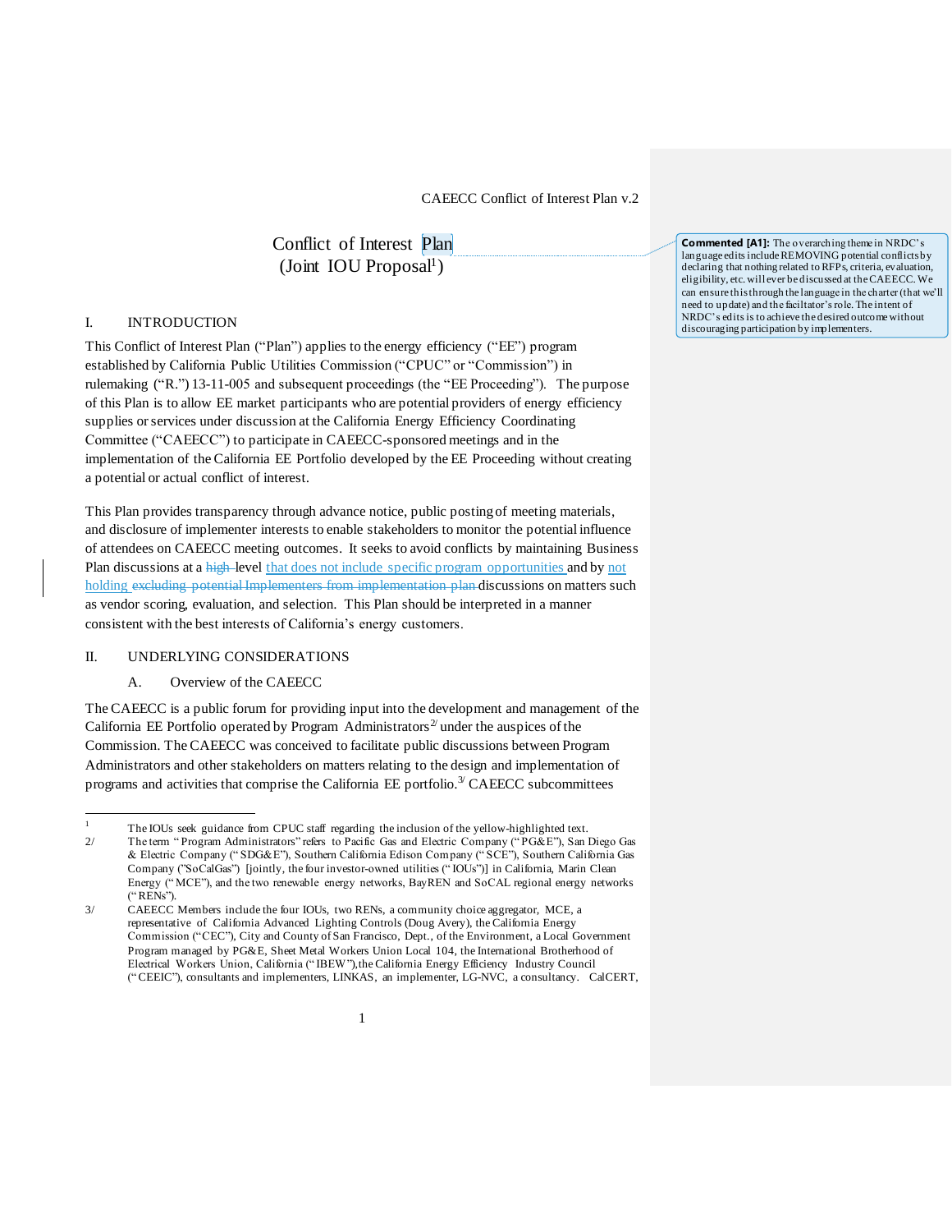# Conflict of Interest Plan
## (Joint IOU Proposal[1])

> **Commented [A1]:** The overarching theme in NRDC's language edits include REMOVING potential conflicts by declaring that nothing related to RFPs, criteria, evaluation, eligibility, etc. will ever be discussed at the CAEECC. We can ensure this through the language in the charter (that we'll need to update) and the faciltator's role. The intent of NRDC's edits is to achieve the desired outcome without discouraging participation by implementers.

## I. INTRODUCTION

This Conflict of Interest Plan ("Plan") applies to the energy efficiency ("EE") program established by California Public Utilities Commission ("CPUC" or "Commission") in rulemaking ("R.") 13-11-005 and subsequent proceedings (the "EE Proceeding"). The purpose of this Plan is to allow EE market participants who are potential providers of energy efficiency supplies or services under discussion at the California Energy Efficiency Coordinating Committee ("CAEECC") to participate in CAEECC-sponsored meetings and in the implementation of the California EE Portfolio developed by the EE Proceeding without creating a potential or actual conflict of interest.

This Plan provides transparency through advance notice, public posting of meeting materials, and disclosure of implementer interests to enable stakeholders to monitor the potential influence of attendees on CAEECC meeting outcomes. It seeks to avoid conflicts by maintaining Business Plan discussions at a ~~high~~ level that does not include specific program opportunities and by not holding ~~excluding potential Implementers from implementation plan~~ discussions on matters such as vendor scoring, evaluation, and selection. This Plan should be interpreted in a manner consistent with the best interests of California's energy customers.

## II. UNDERLYING CONSIDERATIONS

### A. Overview of the CAEECC

The CAEECC is a public forum for providing input into the development and management of the California EE Portfolio operated by Program Administrators[2] under the auspices of the Commission. The CAEECC was conceived to facilitate public discussions between Program Administrators and other stakeholders on matters relating to the design and implementation of programs and activities that comprise the California EE portfolio.[3] CAEECC subcommittees

---

[1] The IOUs seek guidance from CPUC staff regarding the inclusion of the yellow-highlighted text.

2/ The term "Program Administrators" refers to Pacific Gas and Electric Company ("PG&E"), San Diego Gas & Electric Company ("SDG&E"), Southern California Edison Company ("SCE"), Southern California Gas Company ("SoCalGas") [jointly, the four investor-owned utilities ("IOUs")] in California, Marin Clean Energy ("MCE"), and the two renewable energy networks, BayREN and SoCAL regional energy networks ("RENs").

3/ CAEECC Members include the four IOUs, two RENs, a community choice aggregator, MCE, a representative of California Advanced Lighting Controls (Doug Avery), the California Energy Commission ("CEC"), City and County of San Francisco, Dept., of the Environment, a Local Government Program managed by PG&E, Sheet Metal Workers Union Local 104, the International Brotherhood of Electrical Workers Union, California ("IBEW"), the California Energy Efficiency Industry Council ("CEEIC"), consultants and implementers, LINKAS, an implementer, LG-NVC, a consultancy. CalCERT,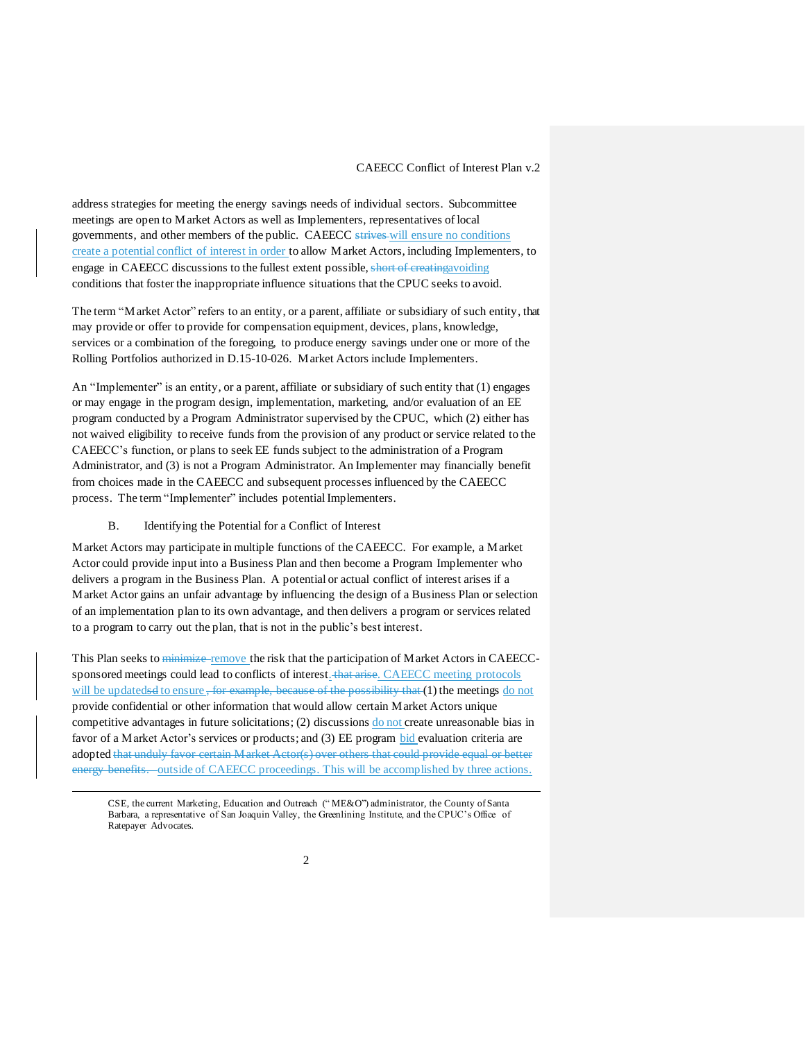address strategies for meeting the energy savings needs of individual sectors. Subcommittee meetings are open to Market Actors as well as Implementers, representatives of local governments, and other members of the public. CAEECC ~~strives~~ will ensure no conditions create a potential conflict of interest in order to allow Market Actors, including Implementers, to engage in CAEECC discussions to the fullest extent possible, ~~short of creating~~avoiding conditions that foster the inappropriate influence situations that the CPUC seeks to avoid.

The term "Market Actor" refers to an entity, or a parent, affiliate or subsidiary of such entity, that may provide or offer to provide for compensation equipment, devices, plans, knowledge, services or a combination of the foregoing, to produce energy savings under one or more of the Rolling Portfolios authorized in D.15-10-026. Market Actors include Implementers.

An "Implementer" is an entity, or a parent, affiliate or subsidiary of such entity that (1) engages or may engage in the program design, implementation, marketing, and/or evaluation of an EE program conducted by a Program Administrator supervised by the CPUC, which (2) either has not waived eligibility to receive funds from the provision of any product or service related to the CAEECC's function, or plans to seek EE funds subject to the administration of a Program Administrator, and (3) is not a Program Administrator. An Implementer may financially benefit from choices made in the CAEECC and subsequent processes influenced by the CAEECC process. The term "Implementer" includes potential Implementers.

## B. Identifying the Potential for a Conflict of Interest

Market Actors may participate in multiple functions of the CAEECC. For example, a Market Actor could provide input into a Business Plan and then become a Program Implementer who delivers a program in the Business Plan. A potential or actual conflict of interest arises if a Market Actor gains an unfair advantage by influencing the design of a Business Plan or selection of an implementation plan to its own advantage, and then delivers a program or services related to a program to carry out the plan, that is not in the public's best interest.

This Plan seeks to ~~minimize~~ remove the risk that the participation of Market Actors in CAEECC-sponsored meetings could lead to conflicts of interest~~, that arise~~. CAEECC meeting protocols will be updated~~sd~~ to ensure ~~, for example, because of the possibility that~~ (1) the meetings do not provide confidential or other information that would allow certain Market Actors unique competitive advantages in future solicitations; (2) discussions do not create unreasonable bias in favor of a Market Actor's services or products; and (3) EE program bid evaluation criteria are adopted ~~that unduly favor certain Market Actor(s) over others that could provide equal or better energy benefits.~~ outside of CAEECC proceedings. This will be accomplished by three actions.

---

CSE, the current Marketing, Education and Outreach ("ME&O") administrator, the County of Santa Barbara, a representative of San Joaquin Valley, the Greenlining Institute, and the CPUC's Office of Ratepayer Advocates.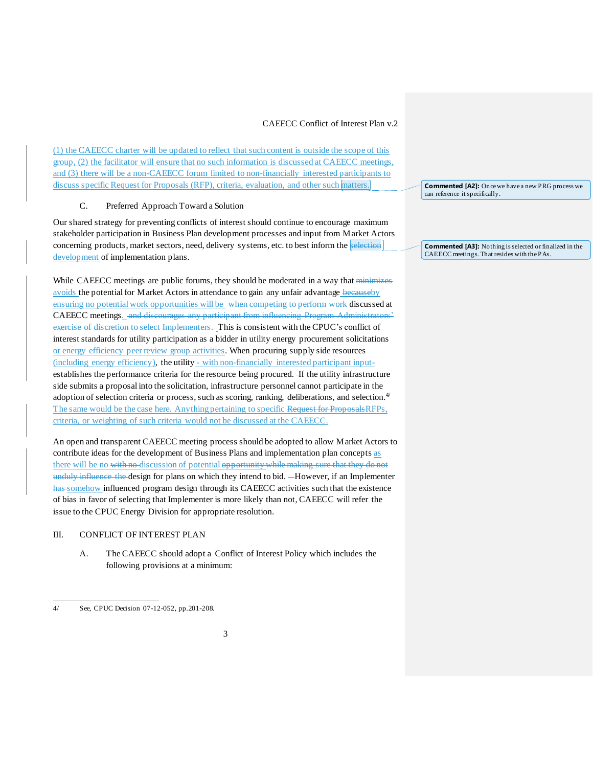(1) the CAEECC charter will be updated to reflect that such content is outside the scope of this group, (2) the facilitator will ensure that no such information is discussed at CAEECC meetings, and (3) there will be a non-CAEECC forum limited to non-financially interested participants to discuss specific Request for Proposals (RFP), criteria, evaluation, and other such matters.

**Commented [A2]:** Once we have a new PRG process we can reference it specifically.

C. Preferred Approach Toward a Solution

Our shared strategy for preventing conflicts of interest should continue to encourage maximum stakeholder participation in Business Plan development processes and input from Market Actors concerning products, market sectors, need, delivery systems, etc. to best inform the ~~selection~~ development of implementation plans.

**Commented [A3]:** Nothing is selected or finalized in the CAEECC meetings. That resides with the PAs.

While CAEECC meetings are public forums, they should be moderated in a way that ~~minimizes~~ avoids the potential for Market Actors in attendance to gain any unfair advantage ~~because~~by ensuring no potential work opportunities will be ~~when competing to perform work~~ discussed at CAEECC meetings. ~~and discourages any participant from influencing Program Administrators' exercise of discretion to select Implementers.~~ This is consistent with the CPUC's conflict of interest standards for utility participation as a bidder in utility energy procurement solicitations or energy efficiency peer review group activities. When procuring supply side resources (including energy efficiency), the utility - with non-financially interested participant input- establishes the performance criteria for the resource being procured. If the utility infrastructure side submits a proposal into the solicitation, infrastructure personnel cannot participate in the adoption of selection criteria or process, such as scoring, ranking, deliberations, and selection.[4] The same would be the case here. Anything pertaining to specific ~~Request for Proposals~~RFPs, criteria, or weighting of such criteria would not be discussed at the CAEECC.

An open and transparent CAEECC meeting process should be adopted to allow Market Actors to contribute ideas for the development of Business Plans and implementation plan concepts as there will be no ~~with no~~ discussion of potential ~~opportunity while making sure that they do not unduly influence the~~ design for plans on which they intend to bid. However, if an Implementer ~~has~~ somehow influenced program design through its CAEECC activities such that the existence of bias in favor of selecting that Implementer is more likely than not, CAEECC will refer the issue to the CPUC Energy Division for appropriate resolution.

## III. CONFLICT OF INTEREST PLAN

A. The CAEECC should adopt a Conflict of Interest Policy which includes the following provisions at a minimum:

---

4/ See, CPUC Decision 07-12-052, pp.201-208.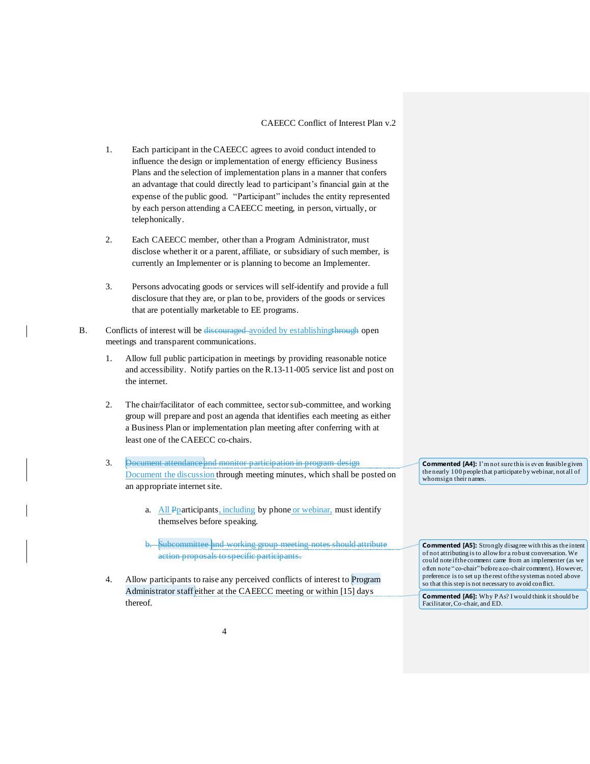1. Each participant in the CAEECC agrees to avoid conduct intended to influence the design or implementation of energy efficiency Business Plans and the selection of implementation plans in a manner that confers an advantage that could directly lead to participant's financial gain at the expense of the public good. "Participant" includes the entity represented by each person attending a CAEECC meeting, in person, virtually, or telephonically.

2. Each CAEECC member, other than a Program Administrator, must disclose whether it or a parent, affiliate, or subsidiary of such member, is currently an Implementer or is planning to become an Implementer.

3. Persons advocating goods or services will self-identify and provide a full disclosure that they are, or plan to be, providers of the goods or services that are potentially marketable to EE programs.

B. Conflicts of interest will be ~~discouraged~~ avoided by establishing~~through~~ open meetings and transparent communications.

1. Allow full public participation in meetings by providing reasonable notice and accessibility. Notify parties on the R.13-11-005 service list and post on the internet.

2. The chair/facilitator of each committee, sector sub-committee, and working group will prepare and post an agenda that identifies each meeting as either a Business Plan or implementation plan meeting after conferring with at least one of the CAEECC co-chairs.

3. ~~Document attendance and monitor participation in program design~~ Document the discussion through meeting minutes, which shall be posted on an appropriate internet site.

   a. All ~~P~~participants, including by phone or webinar, must identify themselves before speaking.

   ~~b. Subcommittee and working group meeting notes should attribute action proposals to specific participants.~~

4. Allow participants to raise any perceived conflicts of interest to Program Administrator staff either at the CAEECC meeting or within [15] days thereof.

> **Commented [A4]:** I'm not sure this is even feasible given the nearly 100 people that participate by webinar, not all of whom sign their names.

> **Commented [A5]:** Strongly disagree with this as the intent of not attributing is to allow for a robust conversation. We could note if the comment came from an implementer (as we often note "co-chair" before a co-chair comment). However, preference is to set up the rest of the systems noted above so that this step is not necessary to avoid conflict.

> **Commented [A6]:** Why PAs? I would think it should be Facilitator, Co-chair, and ED.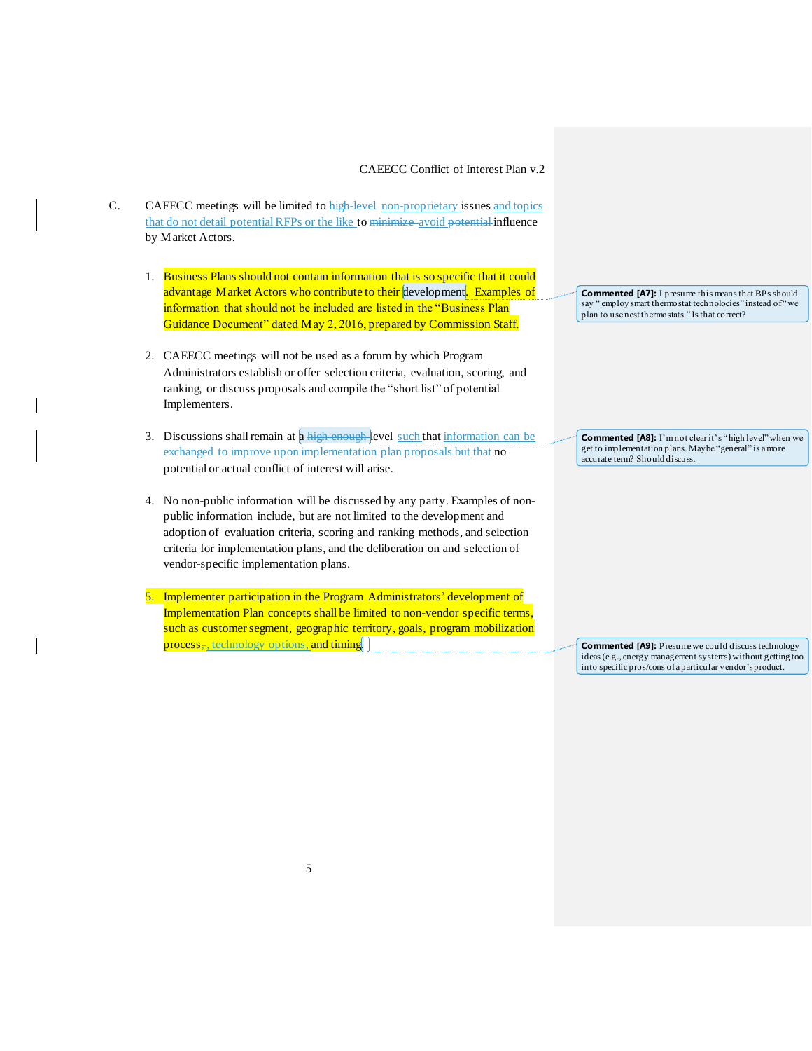C. CAEECC meetings will be limited to ~~high-level~~ non-proprietary issues and topics that do not detail potential RFPs or the like to ~~minimize~~ avoid ~~potential~~ influence by Market Actors.

1. Business Plans should not contain information that is so specific that it could advantage Market Actors who contribute to their development. Examples of information that should not be included are listed in the "Business Plan Guidance Document" dated May 2, 2016, prepared by Commission Staff.

2. CAEECC meetings will not be used as a forum by which Program Administrators establish or offer selection criteria, evaluation, scoring, and ranking, or discuss proposals and compile the "short list" of potential Implementers.

3. Discussions shall remain at a ~~high enough~~ level such that information can be exchanged to improve upon implementation plan proposals but that no potential or actual conflict of interest will arise.

4. No non-public information will be discussed by any party. Examples of non-public information include, but are not limited to the development and adoption of evaluation criteria, scoring and ranking methods, and selection criteria for implementation plans, and the deliberation on and selection of vendor-specific implementation plans.

5. Implementer participation in the Program Administrators' development of Implementation Plan concepts shall be limited to non-vendor specific terms, such as customer segment, geographic territory, goals, program mobilization process, technology options, and timing.

**Commented [A7]:** I presume this means that BPs should say "employ smart thermostat technolocies" instead of "we plan to use nest thermostats." Is that correct?

**Commented [A8]:** I'm not clear it's "high level" when we get to implementation plans. Maybe "general" is a more accurate term? Should discuss.

**Commented [A9]:** Presume we could discuss technology ideas (e.g., energy management systems) without getting too into specific pros/cons of a particular vendor's product.